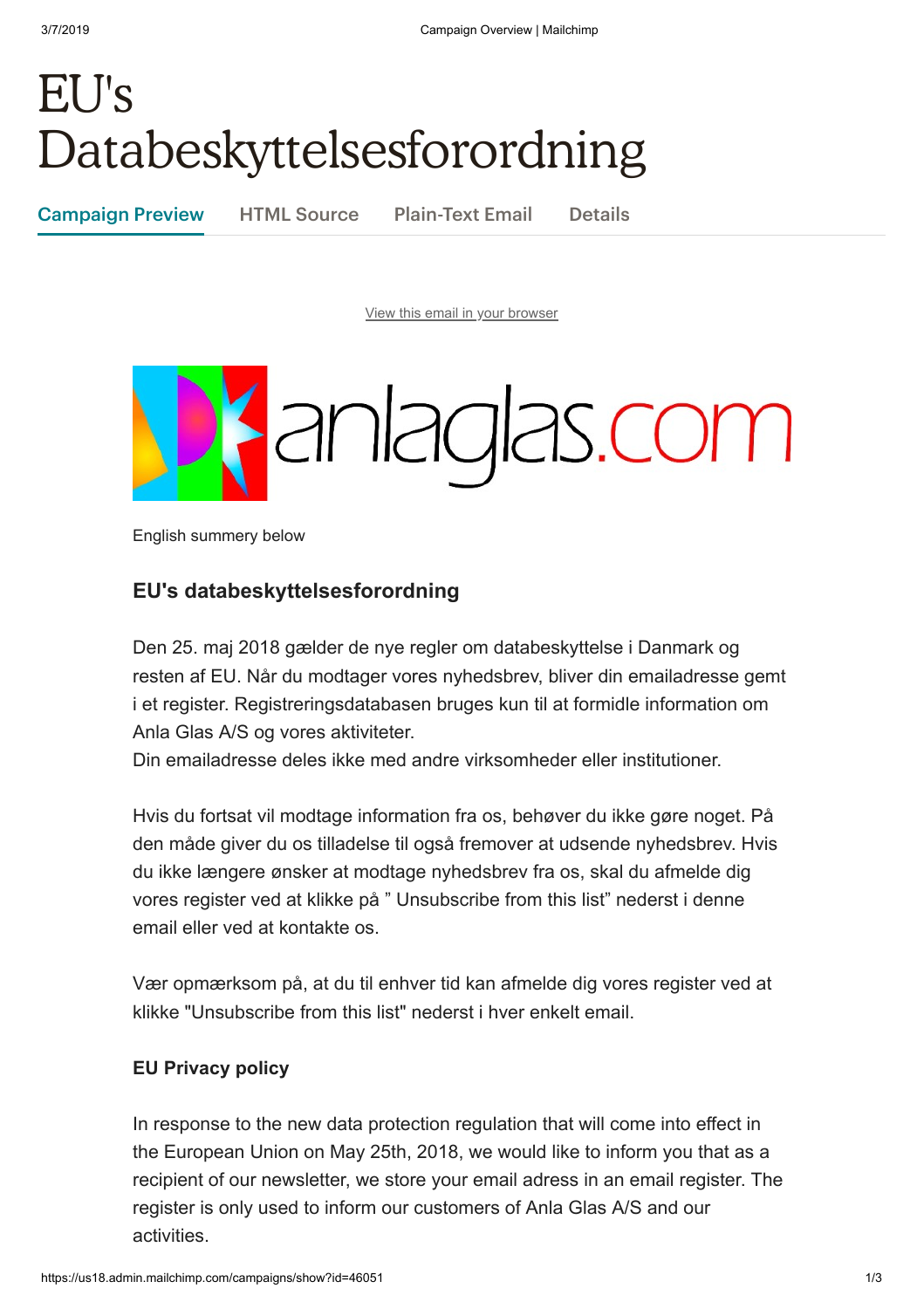# EU's Databeskyttelsesforordning

Campaign Preview | HTML Source | Plain-Text Email | Details

View this email in your browser

anlaglas.com

English summery below

### EU's databeskyttelsesforordning

Den 25. maj 2018 gælder de nye regler om databeskyttelse i Danmark og resten af EU. Når du modtager vores nyhedsbrev, bliver din emailadresse gemt i et register. Registreringsdatabasen bruges kun til at formidle information om Anla Glas A/S og vores aktiviteter.
Din emailadresse deles ikke med andre virksomheder eller institutioner.

Hvis du fortsat vil modtage information fra os, behøver du ikke gøre noget. På den måde giver du os tilladelse til også fremover at udsende nyhedsbrev. Hvis du ikke længere ønsker at modtage nyhedsbrev fra os, skal du afmelde dig vores register ved at klikke på " Unsubscribe from this list" nederst i denne email eller ved at kontakte os.

Vær opmærksom på, at du til enhver tid kan afmelde dig vores register ved at klikke "Unsubscribe from this list" nederst i hver enkelt email.

**EU Privacy policy**

In response to the new data protection regulation that will come into effect in the European Union on May 25th, 2018, we would like to inform you that as a recipient of our newsletter, we store your email adress in an email register. The register is only used to inform our customers of Anla Glas A/S and our activities.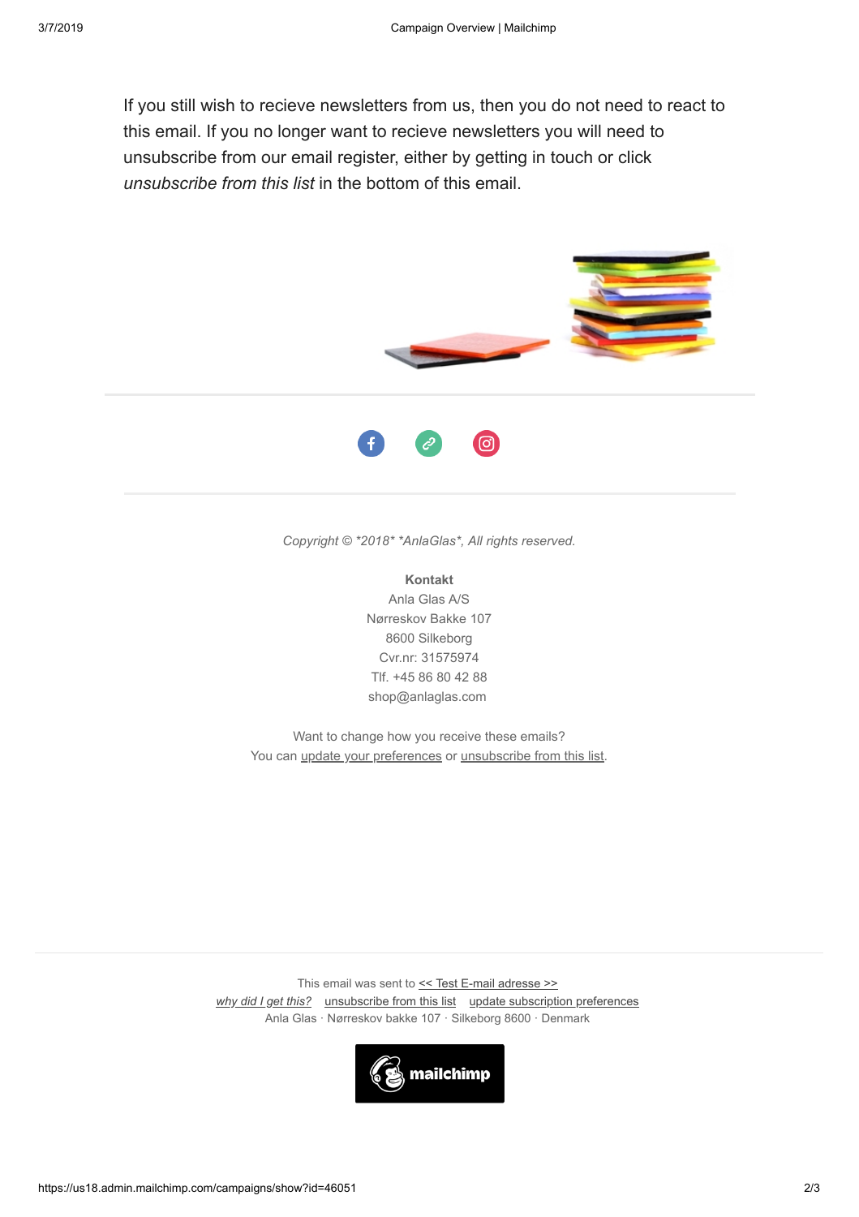If you still wish to recieve newsletters from us, then you do not need to react to this email. If you no longer want to recieve newsletters you will need to unsubscribe from our email register, either by getting in touch or click *unsubscribe from this list* in the bottom of this email.

*Copyright © *2018* *AnlaGlas*, All rights reserved.*

**Kontakt**
Anla Glas A/S
Nørreskov Bakke 107
8600 Silkeborg
Cvr.nr: 31575974
Tlf. +45 86 80 42 88
shop@anlaglas.com

Want to change how you receive these emails?
You can update your preferences or unsubscribe from this list.

This email was sent to << Test E-mail adresse >>
*why did I get this?* unsubscribe from this list update subscription preferences
Anla Glas · Nørreskov bakke 107 · Silkeborg 8600 · Denmark

mailchimp